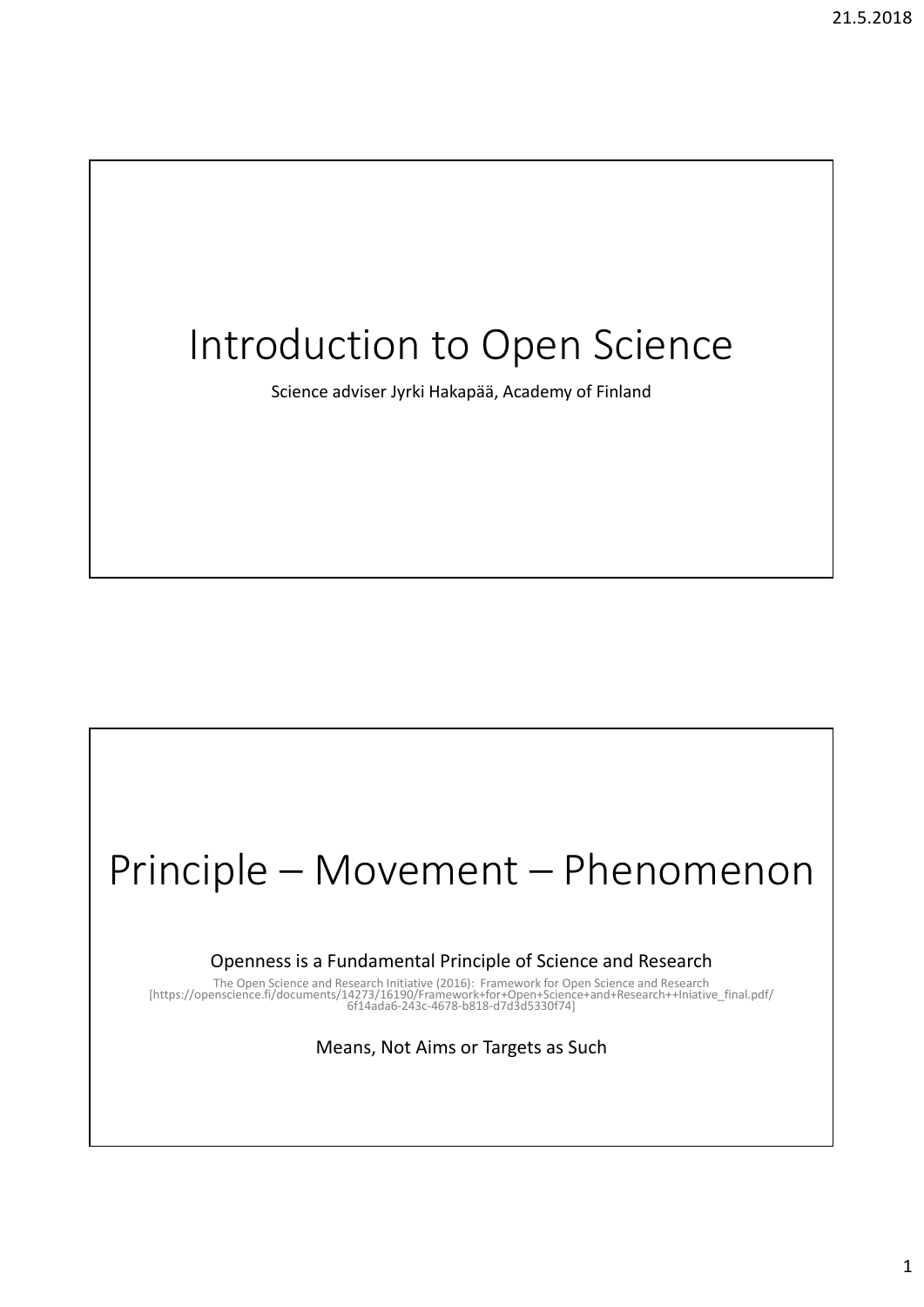# Introduction to Open Science

Science adviser Jyrki Hakapää, Academy of Finland

# Principle – Movement – Phenomenon

Openness is a Fundamental Principle of Science and Research

The Open Science and Research Initiative (2016): Framework for Open Science and Research [https://openscience.fi/documents/14273/16190/Framework+for+Open+Science+and+Research++Iniative_final.pdf/6f14ada6-243c-4678-b818-d7d3d5330f74]

Means, Not Aims or Targets as Such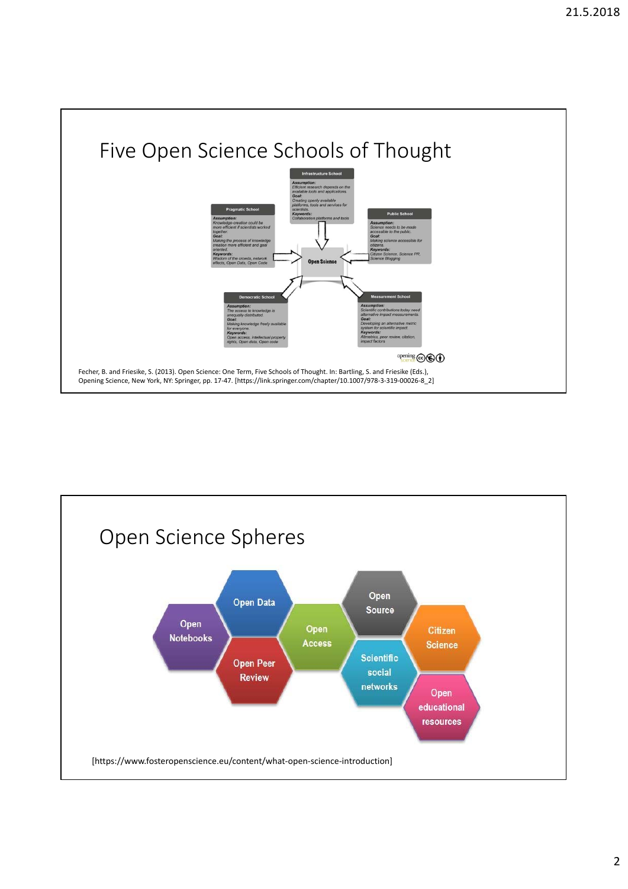## Five Open Science Schools of Thought

**Infrastructure School**
*Assumption:* Efficient research depends on the available tools and applications.
*Goal:* Creating openly available platforms, tools and services for scientists.
*Keywords:* Collaboration platforms and tools

**Pragmatic School**
*Assumption:* Knowledge-creation could be more efficient if scientists worked together.
*Goal:* Making the process of knowledge creation more efficient and goal oriented.
*Keywords:* Wisdom of the crowds, network effects, Open Data, Open Code

**Public School**
*Assumption:* Science needs to be made accessible to the public.
*Goal:* Making science accessible for citizens.
*Keywords:* Citizen Science, Science PR, Science Blogging

**Open Science**

**Democratic School**
*Assumption:* The access to knowledge is unequally distributed.
*Goal:* Making knowledge freely available for everyone.
*Keywords:* Open access, intellectual property rights, Open data, Open code

**Measurement School**
*Assumption:* Scientific contributions today need alternative impact measurements.
*Goal:* Developing an alternative metric system for scientific impact.
*Keywords:* Altmetrics, peer review, citation, impact factors

Fecher, B. and Friesike, S. (2013). Open Science: One Term, Five Schools of Thought. In: Bartling, S. and Friesike (Eds.), Opening Science, New York, NY: Springer, pp. 17-47. [https://link.springer.com/chapter/10.1007/978-3-319-00026-8_2]

## Open Science Spheres

- Open Notebooks
- Open Data
- Open Peer Review
- Open Access
- Open Source
- Scientific social networks
- Citizen Science
- Open educational resources

[https://www.fosteropenscience.eu/content/what-open-science-introduction]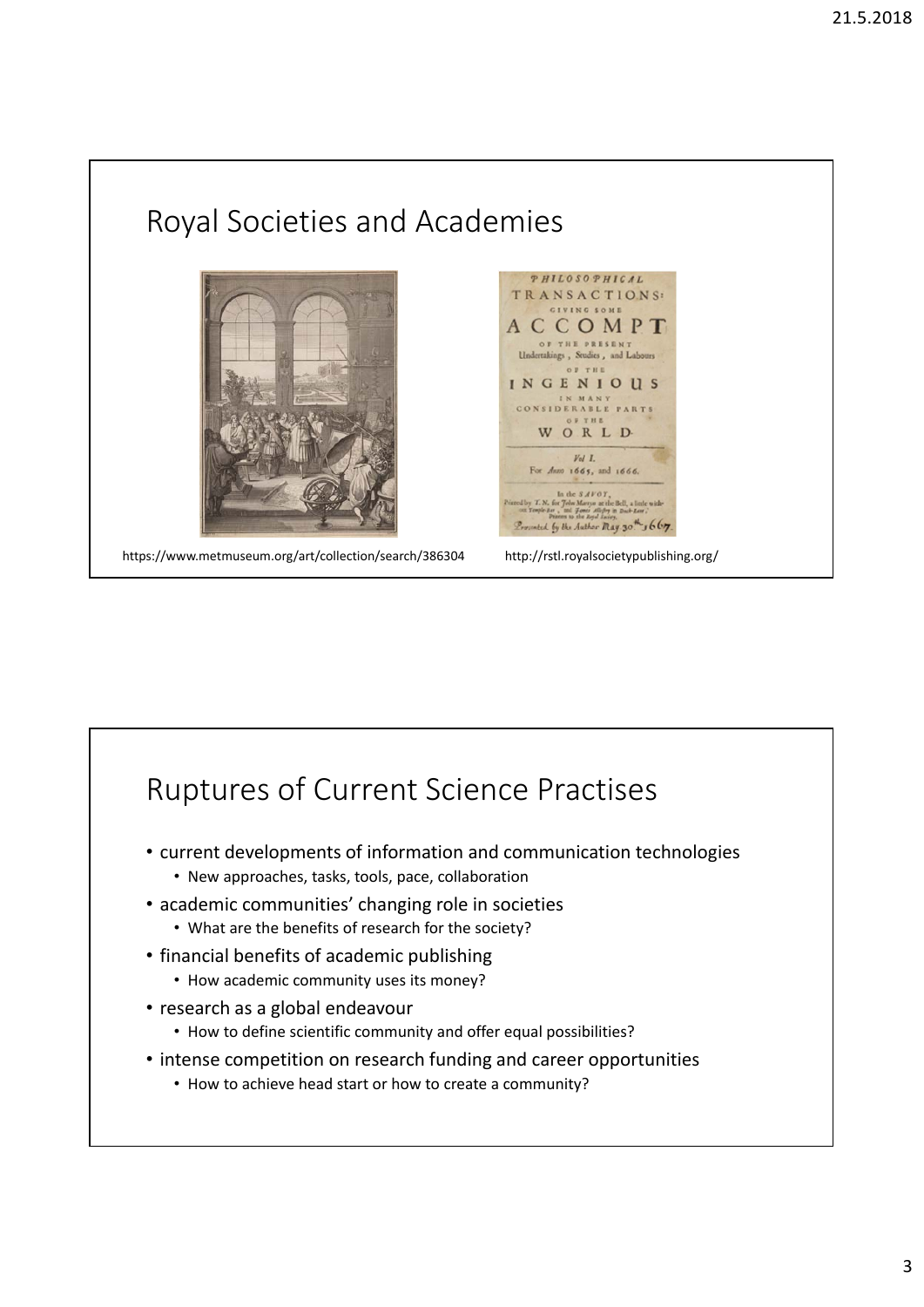## Royal Societies and Academies

https://www.metmuseum.org/art/collection/search/386304

http://rstl.royalsocietypublishing.org/

## Ruptures of Current Science Practises

- current developments of information and communication technologies
  - New approaches, tasks, tools, pace, collaboration
- academic communities' changing role in societies
  - What are the benefits of research for the society?
- financial benefits of academic publishing
  - How academic community uses its money?
- research as a global endeavour
  - How to define scientific community and offer equal possibilities?
- intense competition on research funding and career opportunities
  - How to achieve head start or how to create a community?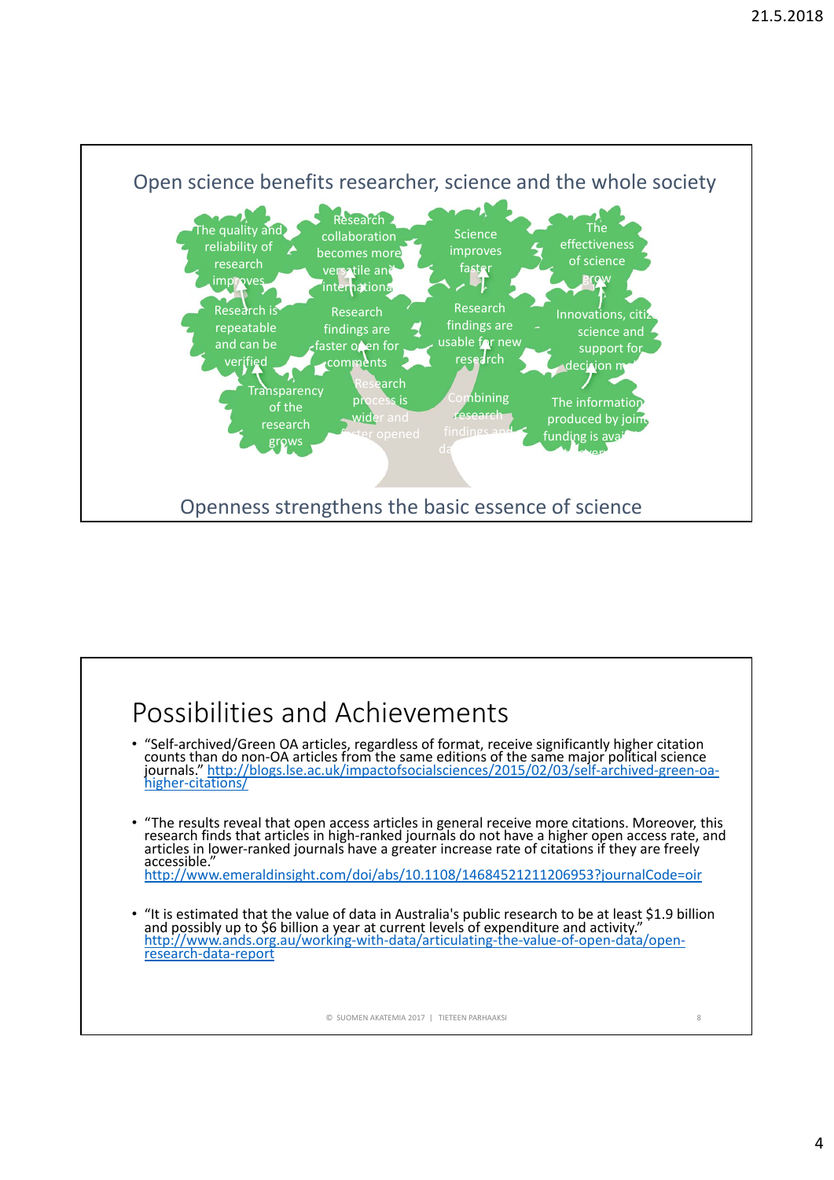## Open science benefits researcher, science and the whole society

- The quality and reliability of research improves
- Research collaboration becomes more versatile and international
- Science improves faster
- The effectiveness of science grow
- Research is repeatable and can be verified
- Research findings are faster open for comments
- Research findings are usable for new research
- Innovations, citizen science and support for decision m...
- Transparency of the research grows
- Research process is wider and faster opened
- Combining research findings and da...
- The information produced by joint funding is avai... ...ver...

Openness strengthens the basic essence of science

# Possibilities and Achievements

- "Self-archived/Green OA articles, regardless of format, receive significantly higher citation counts than do non-OA articles from the same editions of the same major political science journals." http://blogs.lse.ac.uk/impactofsocialsciences/2015/02/03/self-archived-green-oa-higher-citations/

- "The results reveal that open access articles in general receive more citations. Moreover, this research finds that articles in high-ranked journals do not have a higher open access rate, and articles in lower-ranked journals have a greater increase rate of citations if they are freely accessible." http://www.emeraldinsight.com/doi/abs/10.1108/14684521211206953?journalCode=oir

- "It is estimated that the value of data in Australia's public research to be at least $1.9 billion and possibly up to $6 billion a year at current levels of expenditure and activity." http://www.ands.org.au/working-with-data/articulating-the-value-of-open-data/open-research-data-report

© SUOMEN AKATEMIA 2017 | TIETEEN PARHAAKSI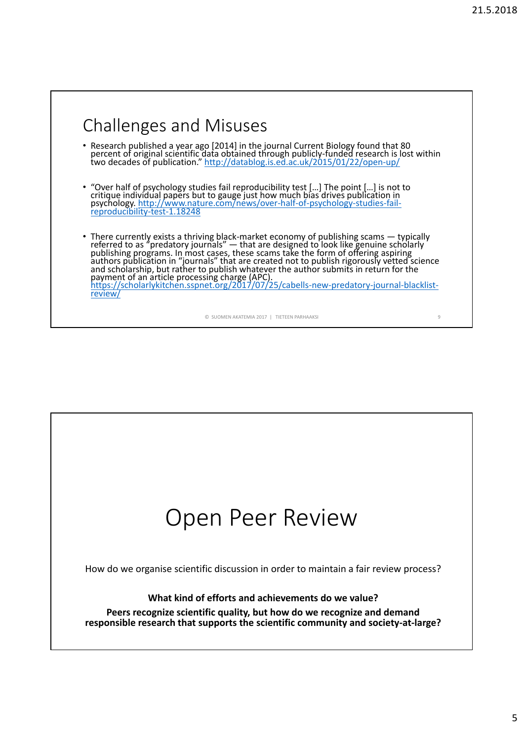## Challenges and Misuses

- Research published a year ago [2014] in the journal Current Biology found that 80 percent of original scientific data obtained through publicly-funded research is lost within two decades of publication." http://datablog.is.ed.ac.uk/2015/01/22/open-up/
- "Over half of psychology studies fail reproducibility test [...] The point [...] is not to critique individual papers but to gauge just how much bias drives publication in psychology. http://www.nature.com/news/over-half-of-psychology-studies-fail-reproducibility-test-1.18248
- There currently exists a thriving black-market economy of publishing scams — typically referred to as "predatory journals" — that are designed to look like genuine scholarly publishing programs. In most cases, these scams take the form of offering aspiring authors publication in "journals" that are created not to publish rigorously vetted science and scholarship, but rather to publish whatever the author submits in return for the payment of an article processing charge (APC). https://scholarlykitchen.sspnet.org/2017/07/25/cabells-new-predatory-journal-blacklist-review/

© SUOMEN AKATEMIA 2017 | TIETEEN PARHAAKSI

# Open Peer Review

How do we organise scientific discussion in order to maintain a fair review process?

**What kind of efforts and achievements do we value?**

**Peers recognize scientific quality, but how do we recognize and demand responsible research that supports the scientific community and society-at-large?**